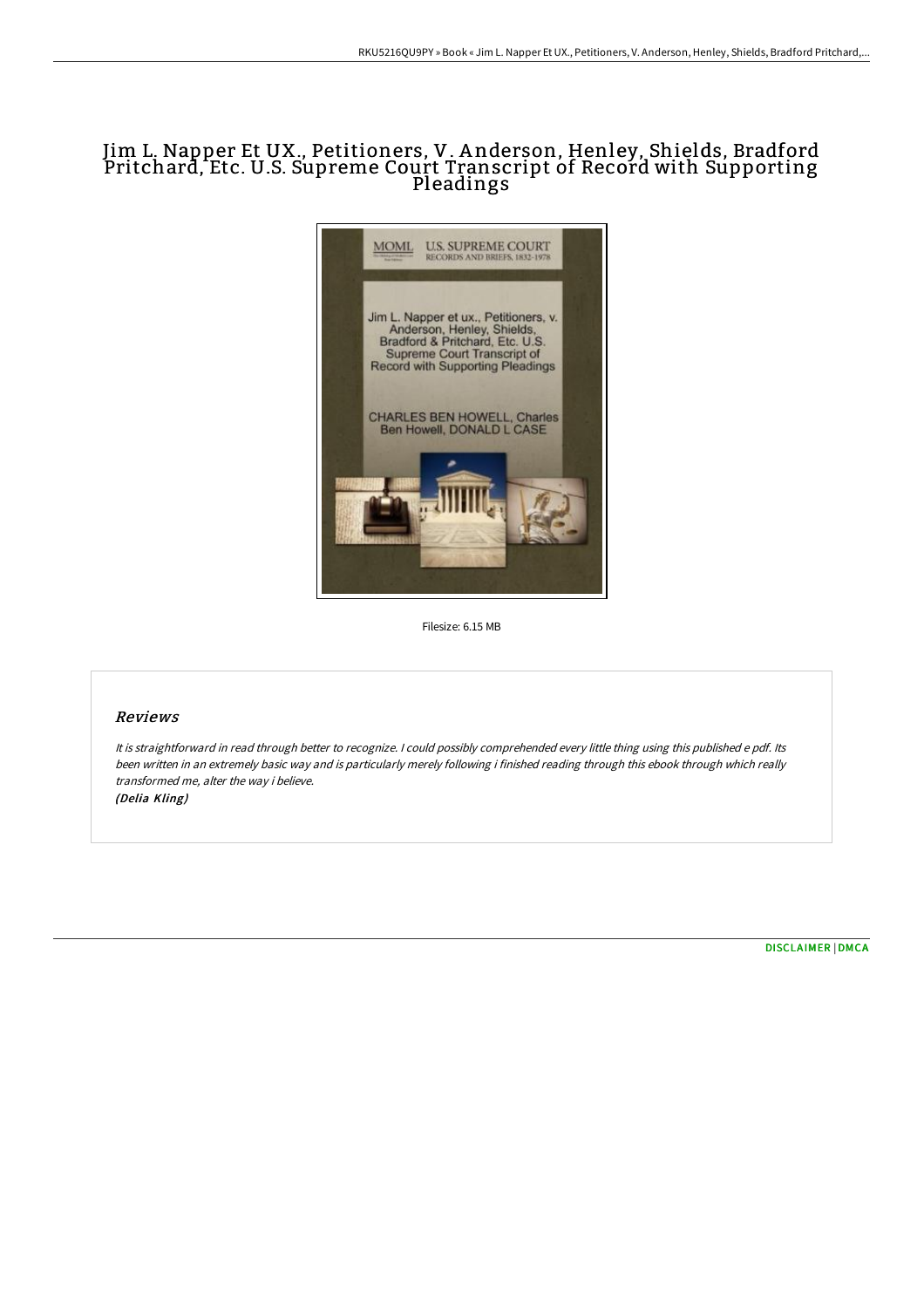# Jim L. Napper Et UX., Petitioners, V. Anderson, Henley, Shields, Bradford Pritchard, Etc. U.S. Supreme Court Transcript of Record with Supporting Pleadings

Filesize: 6.15 MB

## Reviews

*It is straightforward in read through better to recognize. I could possibly comprehended every little thing using this published e pdf. Its been written in an extremely basic way and is particularly merely following i finished reading through this ebook through which really transformed me, alter the way i believe.*
*(Delia Kling)*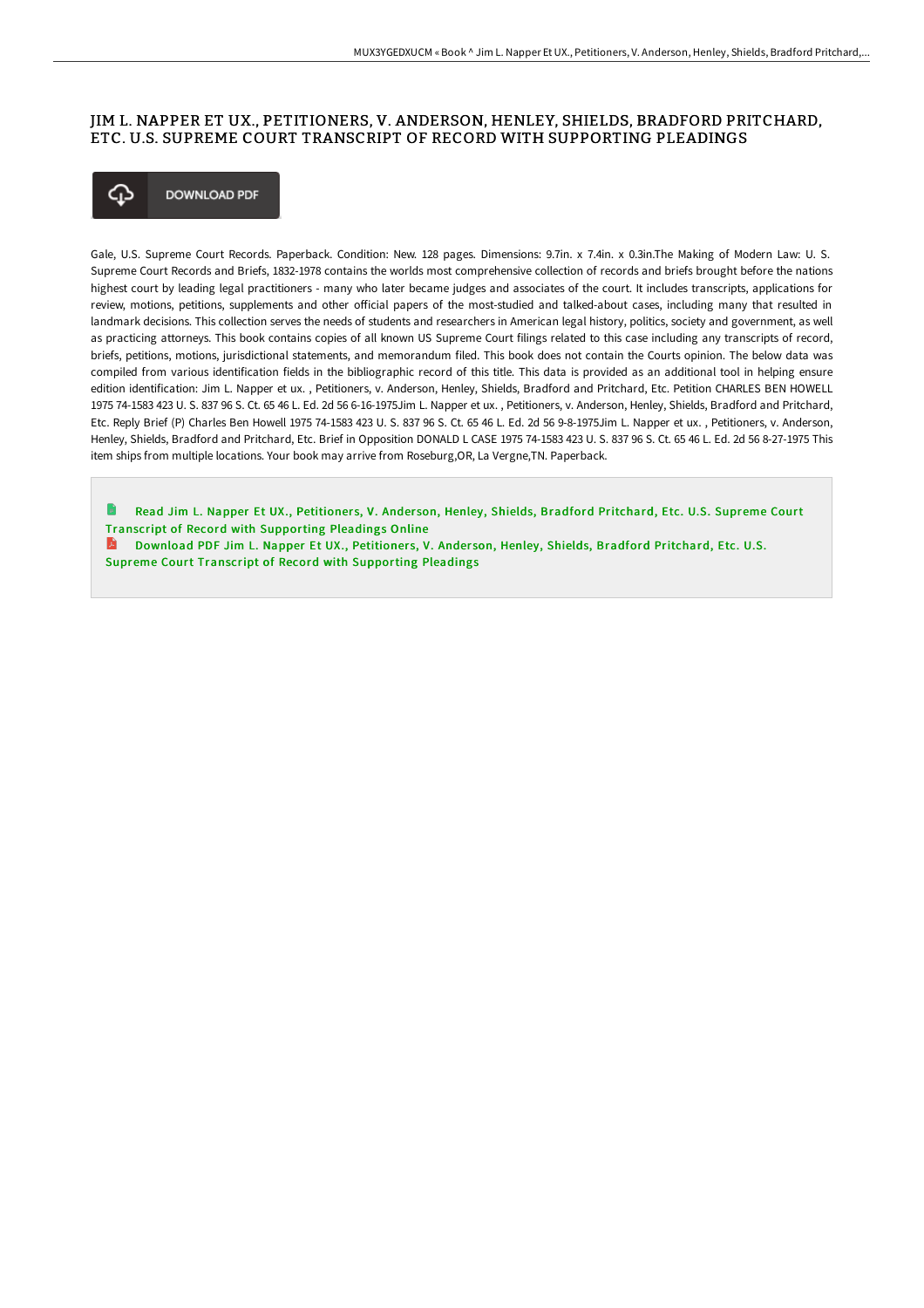# JIM L. NAPPER ET UX., PETITIONERS, V. ANDERSON, HENLEY, SHIELDS, BRADFORD PRITCHARD, ETC. U.S. SUPREME COURT TRANSCRIPT OF RECORD WITH SUPPORTING PLEADINGS

DOWNLOAD PDF

Gale, U.S. Supreme Court Records. Paperback. Condition: New. 128 pages. Dimensions: 9.7in. x 7.4in. x 0.3in.The Making of Modern Law: U. S. Supreme Court Records and Briefs, 1832-1978 contains the worlds most comprehensive collection of records and briefs brought before the nations highest court by leading legal practitioners - many who later became judges and associates of the court. It includes transcripts, applications for review, motions, petitions, supplements and other official papers of the most-studied and talked-about cases, including many that resulted in landmark decisions. This collection serves the needs of students and researchers in American legal history, politics, society and government, as well as practicing attorneys. This book contains copies of all known US Supreme Court filings related to this case including any transcripts of record, briefs, petitions, motions, jurisdictional statements, and memorandum filed. This book does not contain the Courts opinion. The below data was compiled from various identification fields in the bibliographic record of this title. This data is provided as an additional tool in helping ensure edition identification: Jim L. Napper et ux. , Petitioners, v. Anderson, Henley, Shields, Bradford and Pritchard, Etc. Petition CHARLES BEN HOWELL 1975 74-1583 423 U. S. 837 96 S. Ct. 65 46 L. Ed. 2d 56 6-16-1975Jim L. Napper et ux. , Petitioners, v. Anderson, Henley, Shields, Bradford and Pritchard, Etc. Reply Brief (P) Charles Ben Howell 1975 74-1583 423 U. S. 837 96 S. Ct. 65 46 L. Ed. 2d 56 9-8-1975Jim L. Napper et ux. , Petitioners, v. Anderson, Henley, Shields, Bradford and Pritchard, Etc. Brief in Opposition DONALD L CASE 1975 74-1583 423 U. S. 837 96 S. Ct. 65 46 L. Ed. 2d 56 8-27-1975 This item ships from multiple locations. Your book may arrive from Roseburg,OR, La Vergne,TN. Paperback.

Read Jim L. Napper Et UX., Petitioners, V. Anderson, Henley, Shields, Bradford Pritchard, Etc. U.S. Supreme Court Transcript of Record with Supporting Pleadings Online

Download PDF Jim L. Napper Et UX., Petitioners, V. Anderson, Henley, Shields, Bradford Pritchard, Etc. U.S. Supreme Court Transcript of Record with Supporting Pleadings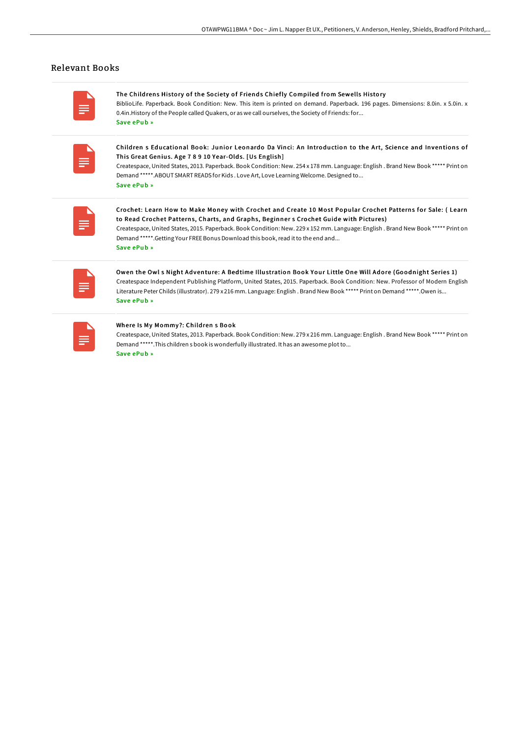## Relevant Books

**The Childrens History of the Society of Friends Chiefly Compiled from Sewells History**

BiblioLife. Paperback. Book Condition: New. This item is printed on demand. Paperback. 196 pages. Dimensions: 8.0in. x 5.0in. x 0.4in.History of the People called Quakers, or as we call ourselves, the Society of Friends: for...

Save ePub »

**Children s Educational Book: Junior Leonardo Da Vinci: An Introduction to the Art, Science and Inventions of This Great Genius. Age 7 8 9 10 Year-Olds. [Us English]**

Createspace, United States, 2013. Paperback. Book Condition: New. 254 x 178 mm. Language: English . Brand New Book ***** Print on Demand *****.ABOUT SMART READS for Kids . Love Art, Love Learning Welcome. Designed to...

Save ePub »

**Crochet: Learn How to Make Money with Crochet and Create 10 Most Popular Crochet Patterns for Sale: ( Learn to Read Crochet Patterns, Charts, and Graphs, Beginner s Crochet Guide with Pictures)**

Createspace, United States, 2015. Paperback. Book Condition: New. 229 x 152 mm. Language: English . Brand New Book ***** Print on Demand *****.Getting Your FREE Bonus Download this book, read it to the end and...

Save ePub »

**Owen the Owl s Night Adventure: A Bedtime Illustration Book Your Little One Will Adore (Goodnight Series 1)**

Createspace Independent Publishing Platform, United States, 2015. Paperback. Book Condition: New. Professor of Modern English Literature Peter Childs (illustrator). 279 x 216 mm. Language: English . Brand New Book ***** Print on Demand *****.Owen is...

Save ePub »

**Where Is My Mommy?: Children s Book**

Createspace, United States, 2013. Paperback. Book Condition: New. 279 x 216 mm. Language: English . Brand New Book ***** Print on Demand *****.This children s book is wonderfully illustrated. It has an awesome plot to...

Save ePub »